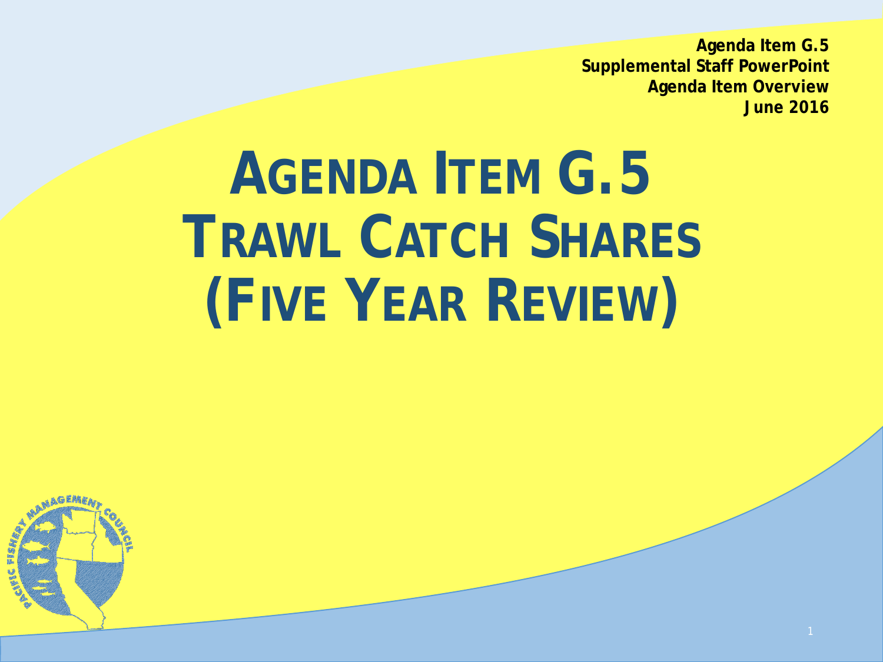Agenda Item G.5
Supplemental Staff PowerPoint
Agenda Item Overview
June 2016

# AGENDA ITEM G.5 TRAWL CATCH SHARES (FIVE YEAR REVIEW)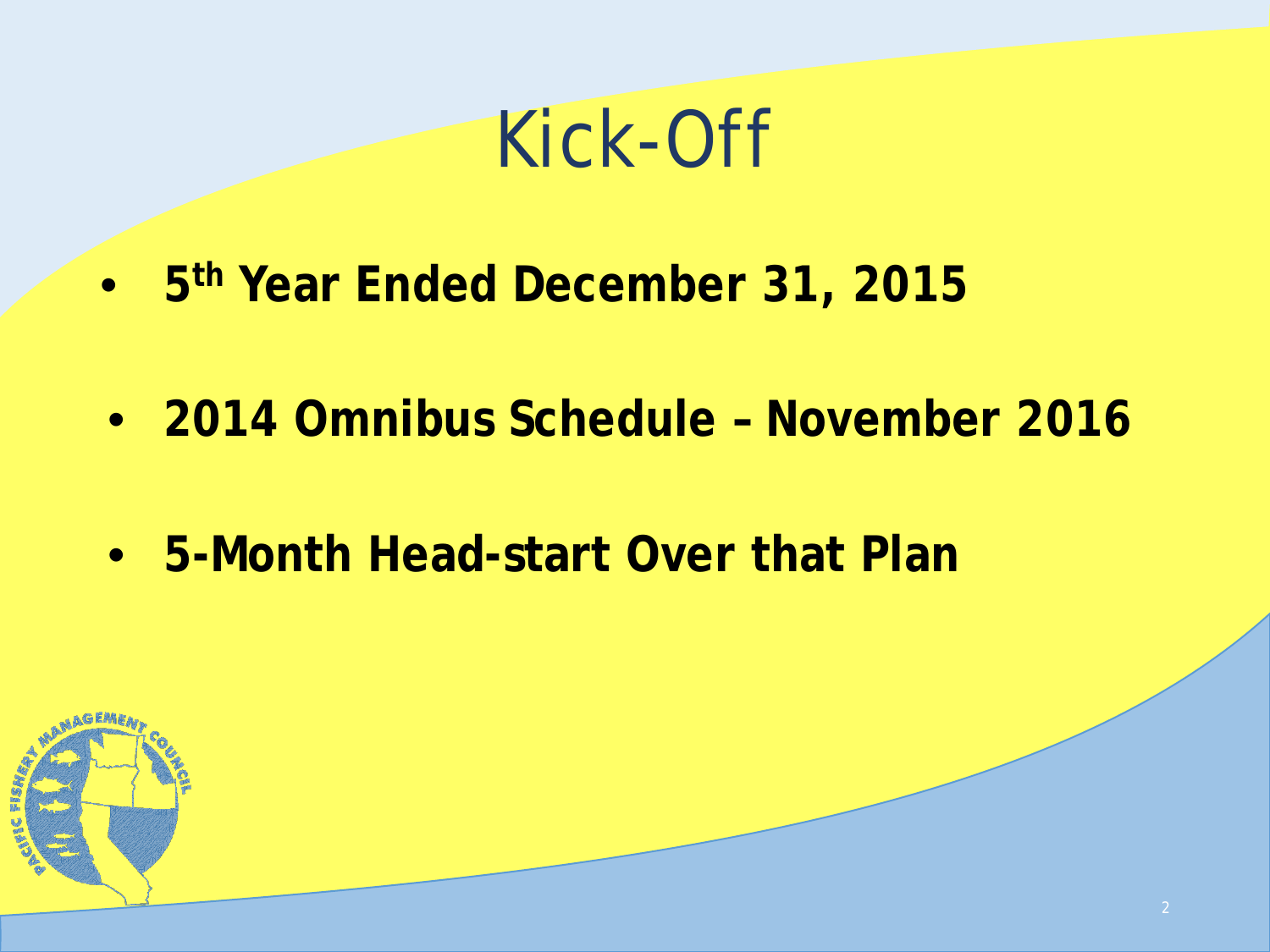# Kick-Off

- **5th Year Ended December 31, 2015**
- **2014 Omnibus Schedule – November 2016**
- **5-Month Head-start Over that Plan**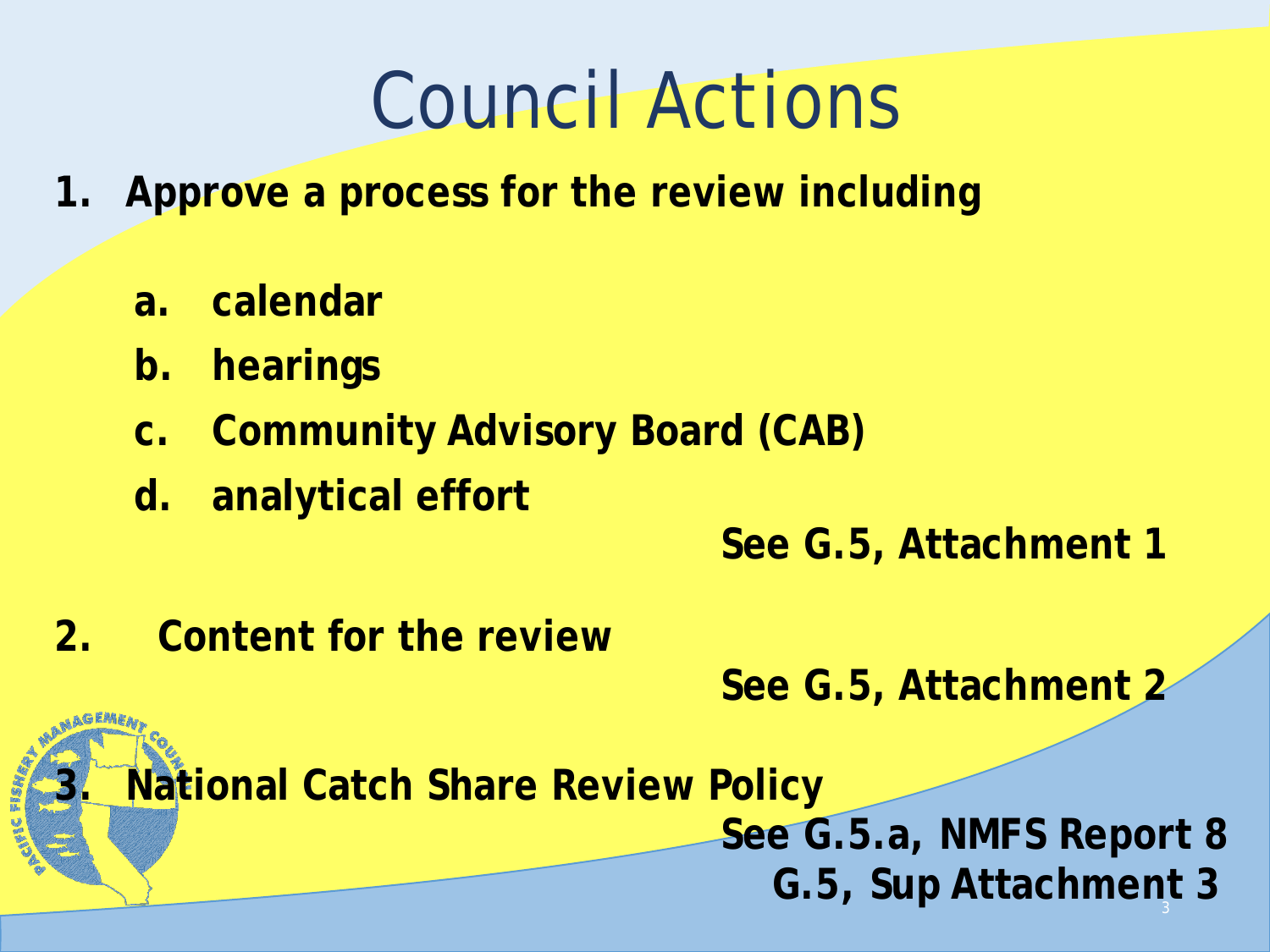# Council Actions

1. **Approve a process for the review including**

   a. **calendar**
   b. **hearings**
   c. **Community Advisory Board (CAB)**
   d. **analytical effort**

   **See G.5, Attachment 1**

2. **Content for the review**

   **See G.5, Attachment 2**

3. **National Catch Share Review Policy**

   **See G.5.a, NMFS Report 8**
   **G.5, Sup Attachment 3**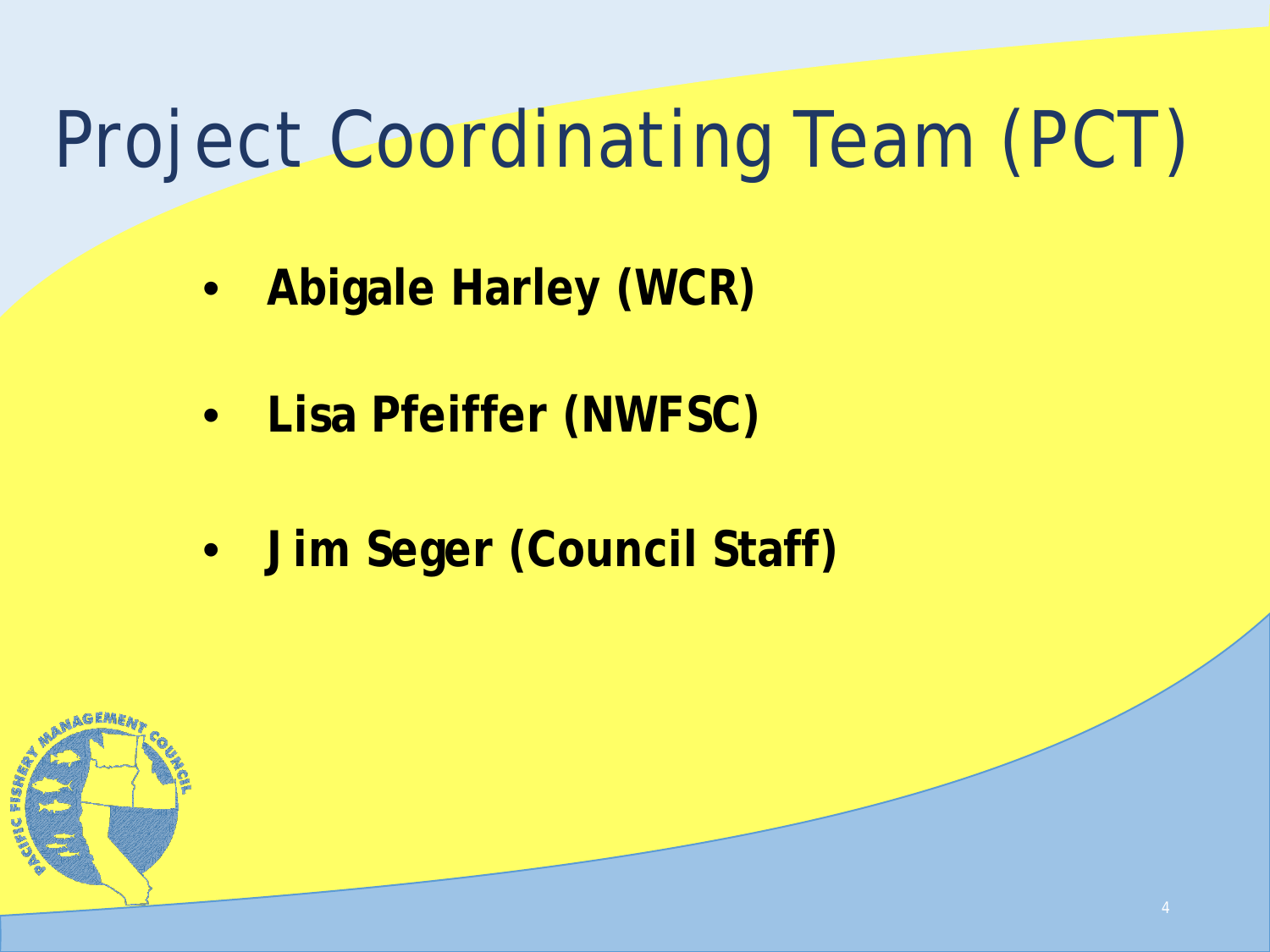# Project Coordinating Team (PCT)

- **Abigale Harley (WCR)**
- **Lisa Pfeiffer (NWFSC)**
- **Jim Seger (Council Staff)**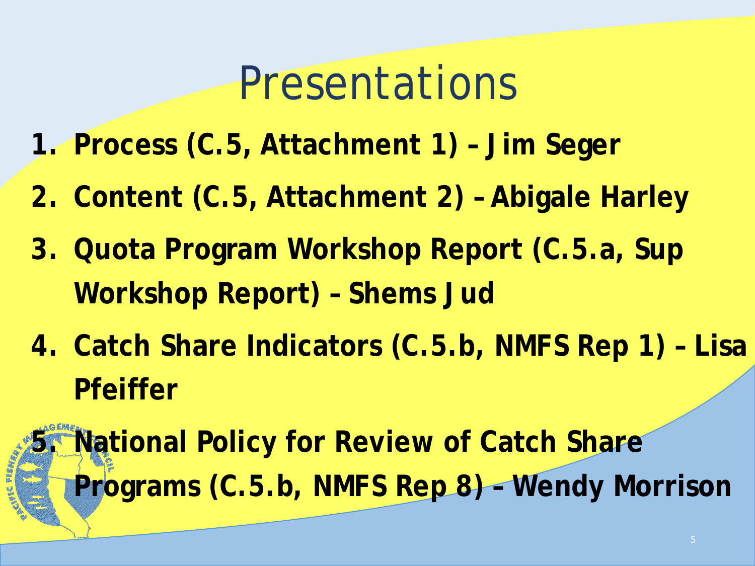# Presentations

1. **Process (C.5, Attachment 1) – Jim Seger**
2. **Content (C.5, Attachment 2) – Abigale Harley**
3. **Quota Program Workshop Report (C.5.a, Sup Workshop Report) – Shems Jud**
4. **Catch Share Indicators (C.5.b, NMFS Rep 1) – Lisa Pfeiffer**
5. **National Policy for Review of Catch Share Programs (C.5.b, NMFS Rep 8) – Wendy Morrison**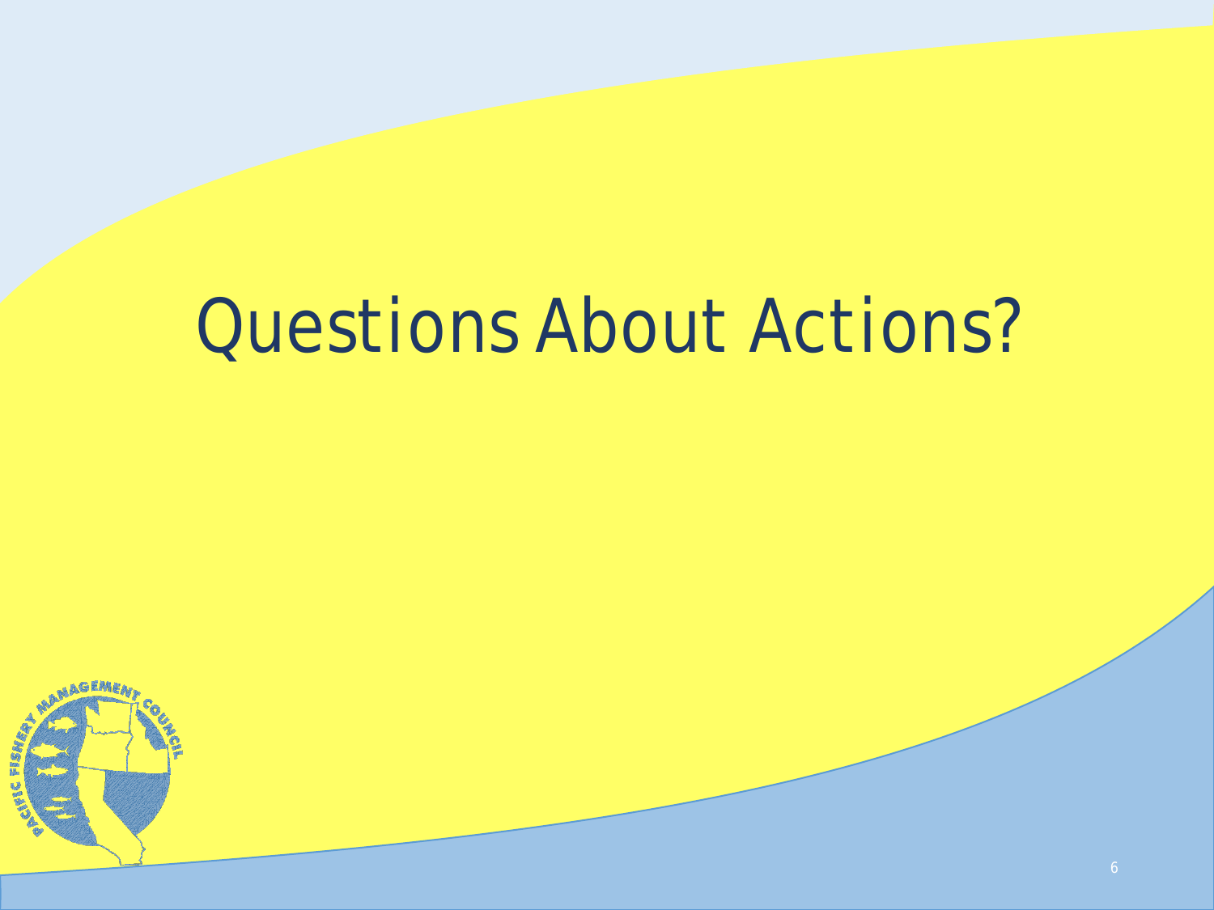# Questions About Actions?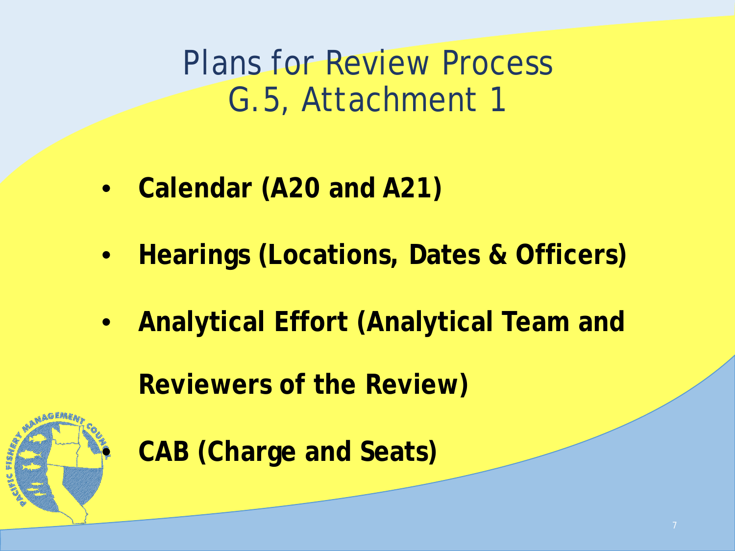# Plans for Review Process
## G.5, Attachment 1

- **Calendar (A20 and A21)**
- **Hearings (Locations, Dates & Officers)**
- **Analytical Effort (Analytical Team and Reviewers of the Review)**
- **CAB (Charge and Seats)**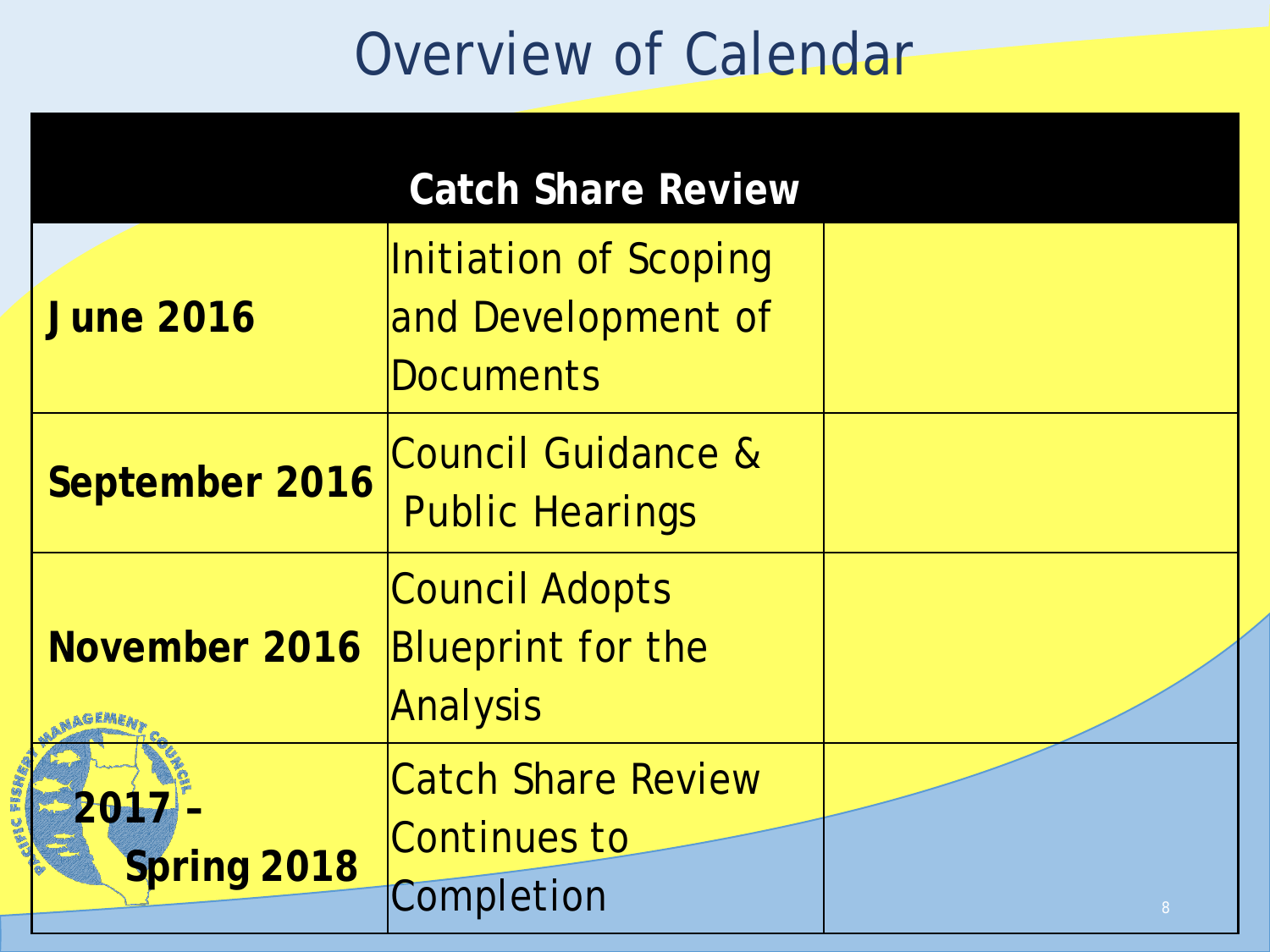# Overview of Calendar

| Catch Share Review | | |
|---|---|---|
| **June 2016** | Initiation of Scoping and Development of Documents | |
| **September 2016** | Council Guidance & Public Hearings | |
| **November 2016** | Council Adopts Blueprint for the Analysis | |
| **2017 – Spring 2018** | Catch Share Review Continues to Completion | |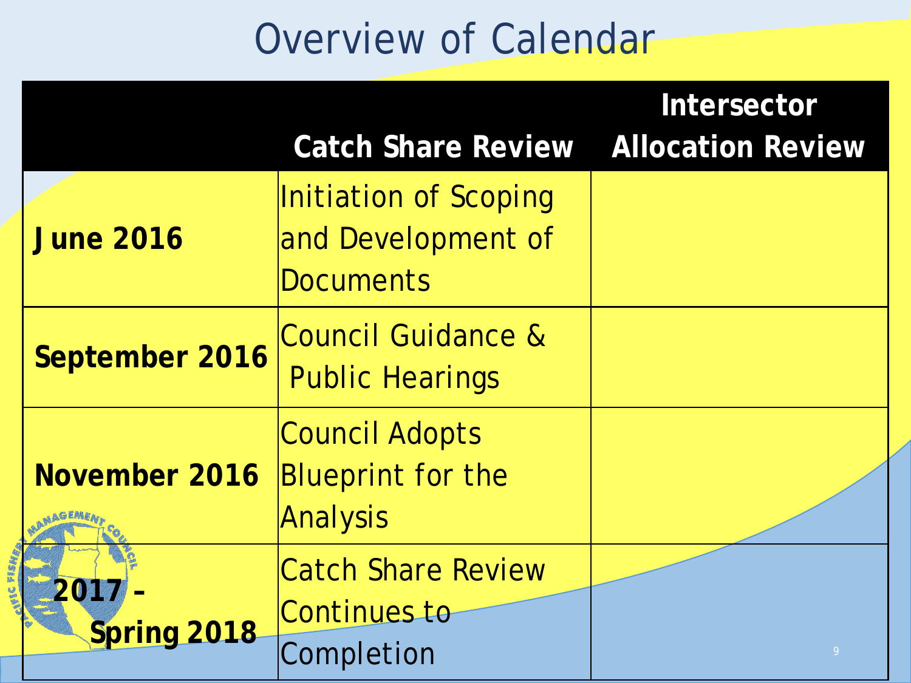# Overview of Calendar

| | Catch Share Review | Intersector Allocation Review |
|---|---|---|
| **June 2016** | Initiation of Scoping and Development of Documents | |
| **September 2016** | Council Guidance & Public Hearings | |
| **November 2016** | Council Adopts Blueprint for the Analysis | |
| **2017 – Spring 2018** | Catch Share Review Continues to Completion | |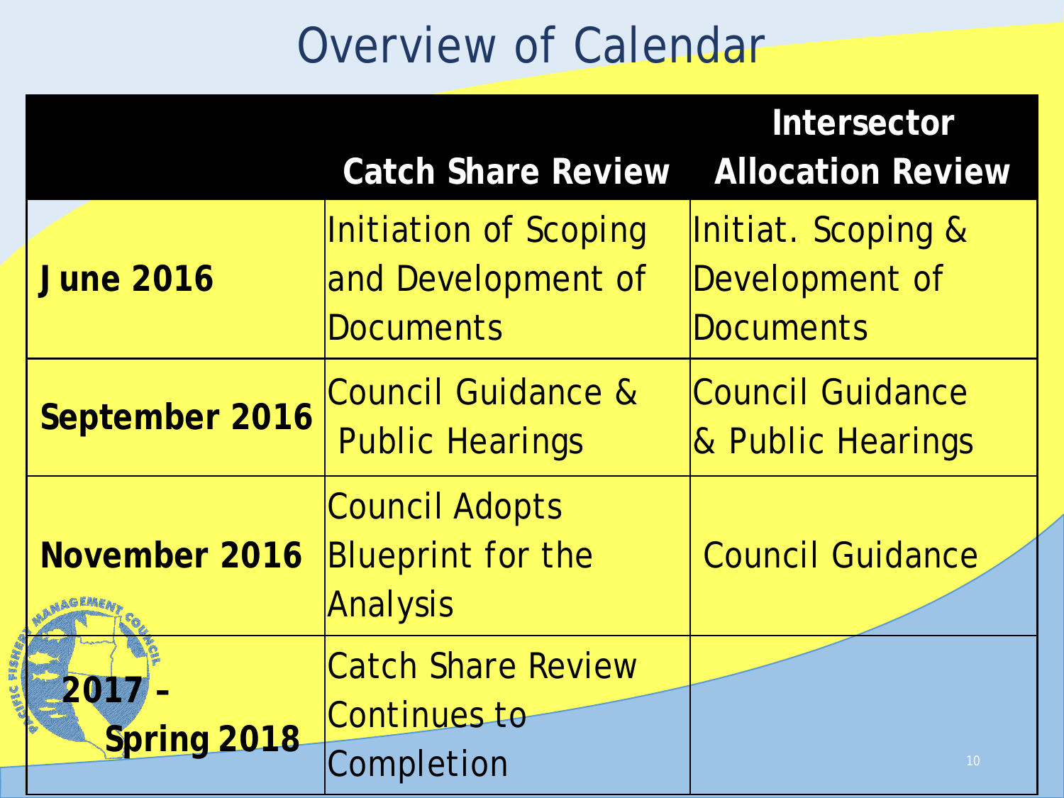# Overview of Calendar

| | Catch Share Review | Intersector Allocation Review |
|---|---|---|
| **June 2016** | Initiation of Scoping and Development of Documents | Initiat. Scoping & Development of Documents |
| **September 2016** | Council Guidance & Public Hearings | Council Guidance & Public Hearings |
| **November 2016** | Council Adopts Blueprint for the Analysis | Council Guidance |
| **2017 – Spring 2018** | Catch Share Review Continues to Completion | |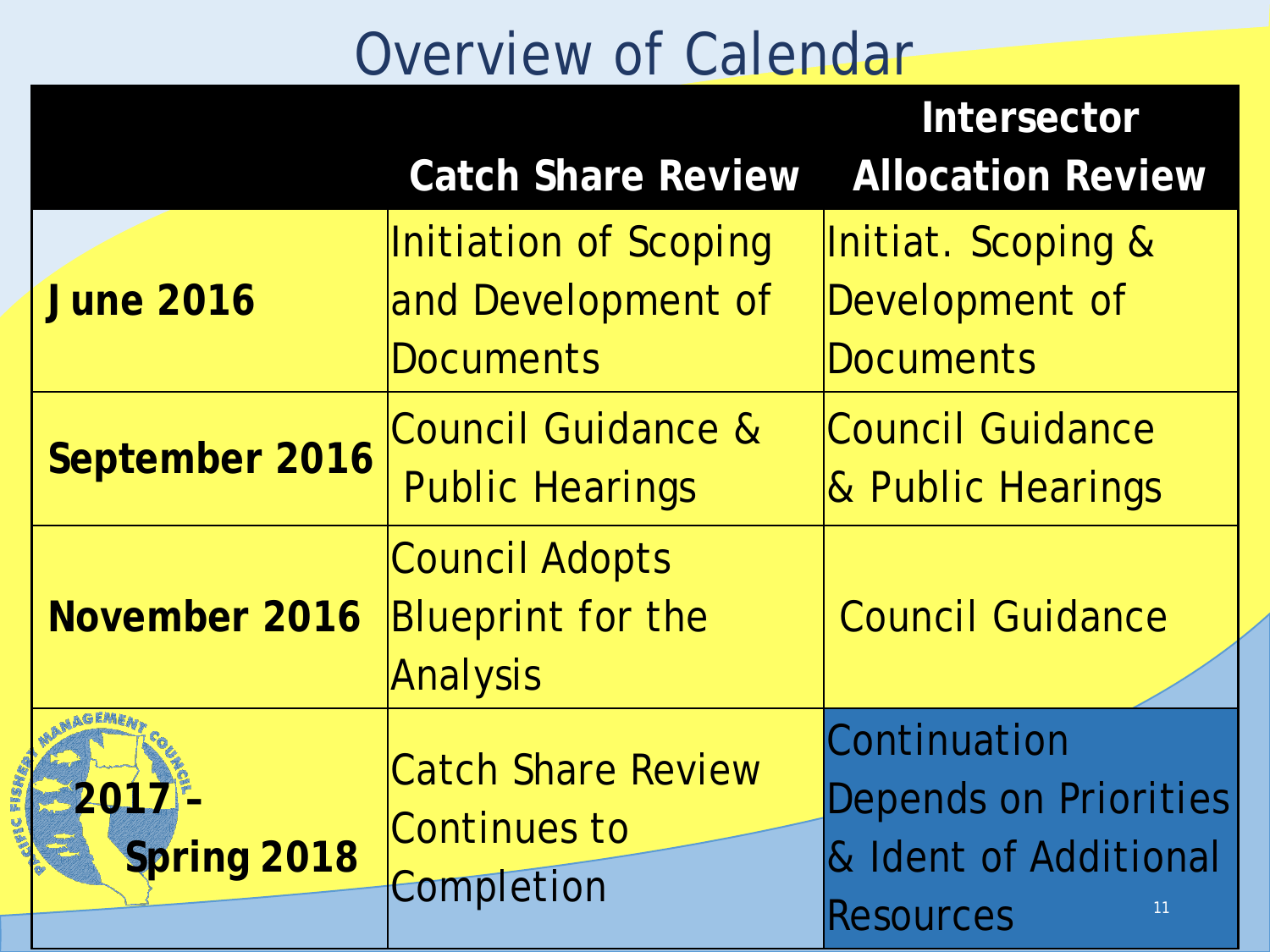# Overview of Calendar

| | Catch Share Review | Intersector Allocation Review |
|---|---|---|
| **June 2016** | Initiation of Scoping and Development of Documents | Initiat. Scoping & Development of Documents |
| **September 2016** | Council Guidance & Public Hearings | Council Guidance & Public Hearings |
| **November 2016** | Council Adopts Blueprint for the Analysis | Council Guidance |
| **2017 – Spring 2018** | Catch Share Review Continues to Completion | Continuation Depends on Priorities & Ident of Additional Resources |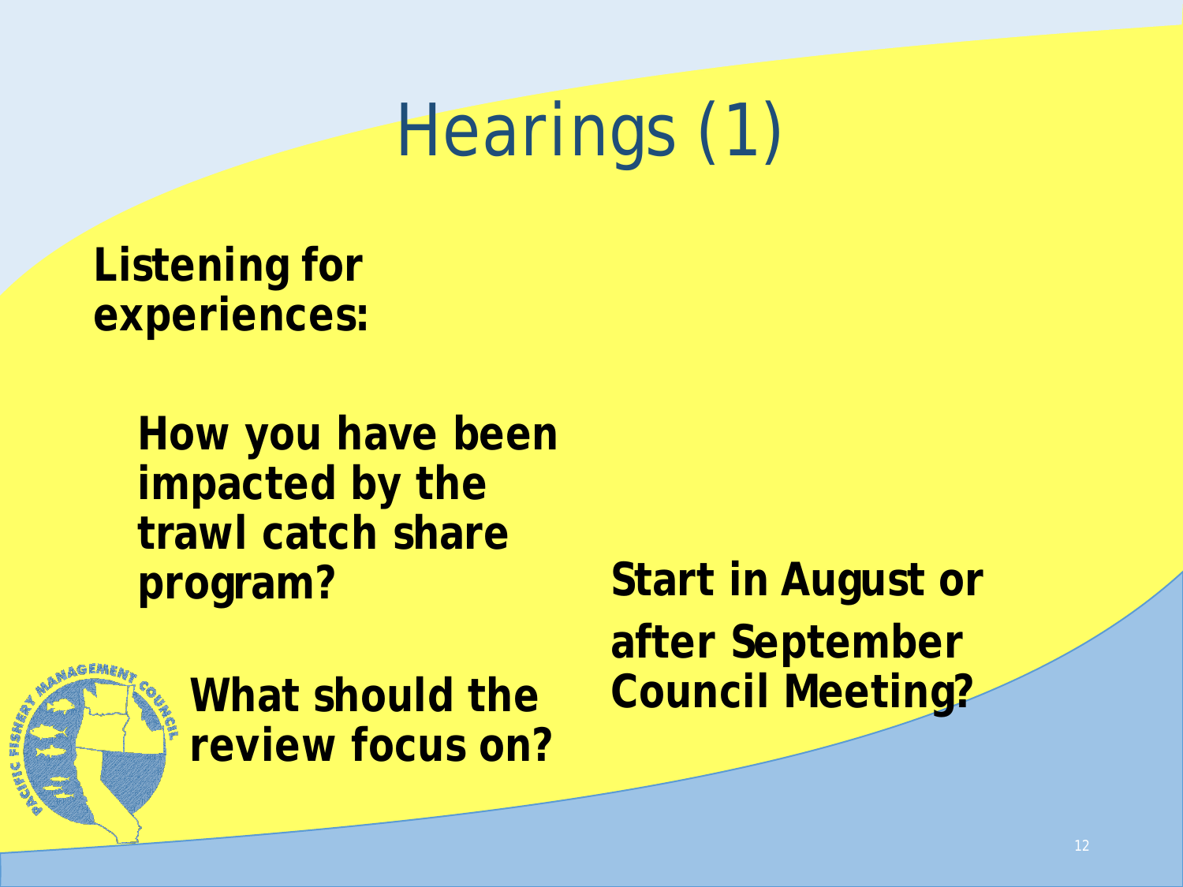# Hearings (1)

**Listening for experiences:**

- **How you have been impacted by the trawl catch share program?**
- **What should the review focus on?**

**Start in August or after September Council Meeting?**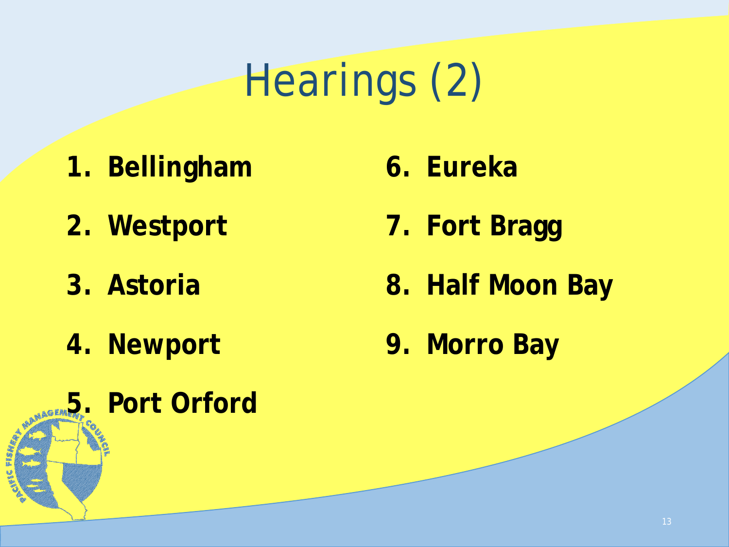# Hearings (2)

1. **Bellingham**
2. **Westport**
3. **Astoria**
4. **Newport**
5. **Port Orford**
6. **Eureka**
7. **Fort Bragg**
8. **Half Moon Bay**
9. **Morro Bay**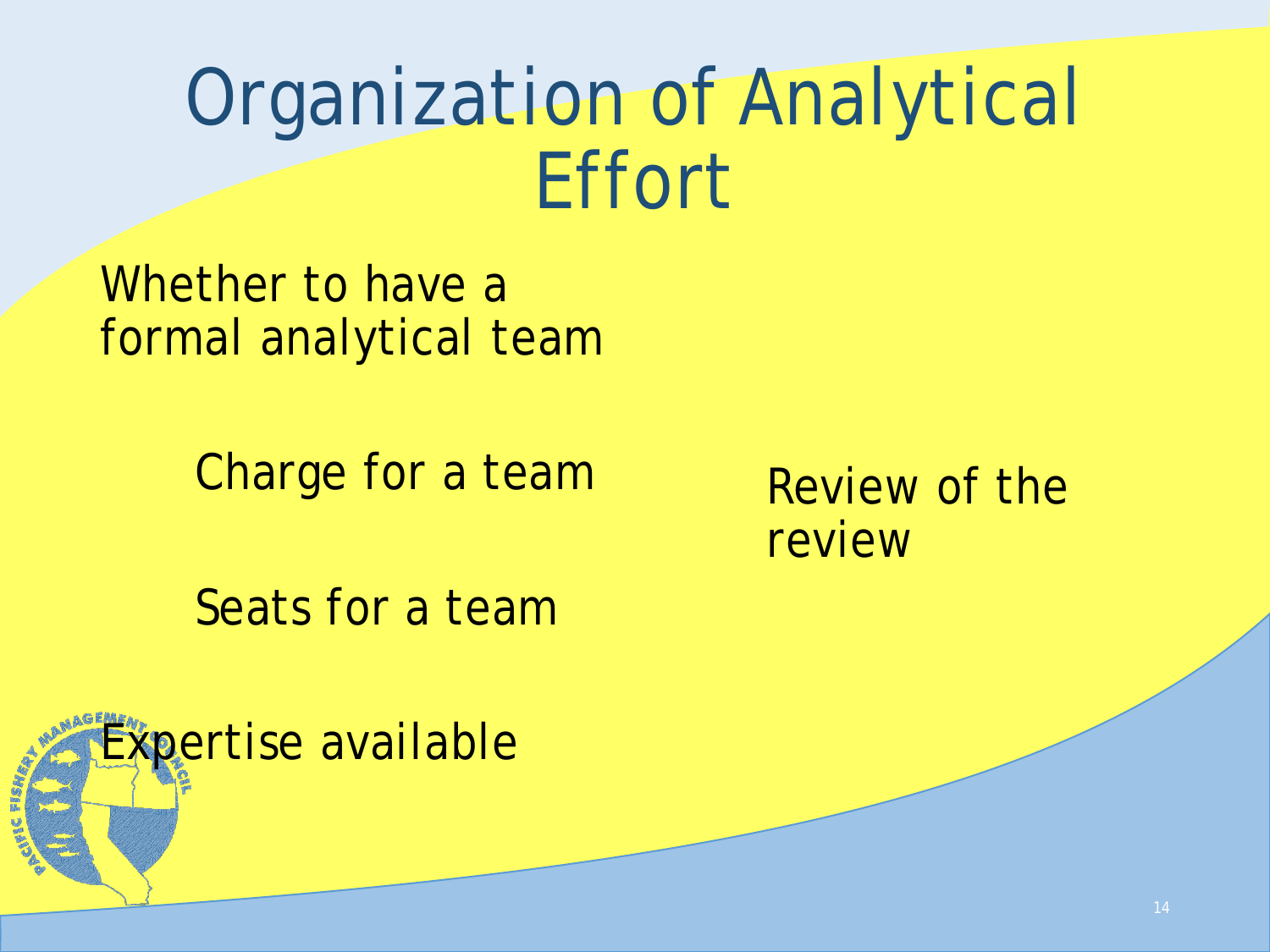# Organization of Analytical Effort

Whether to have a formal analytical team

- Charge for a team
- Seats for a team

Review of the review

Expertise available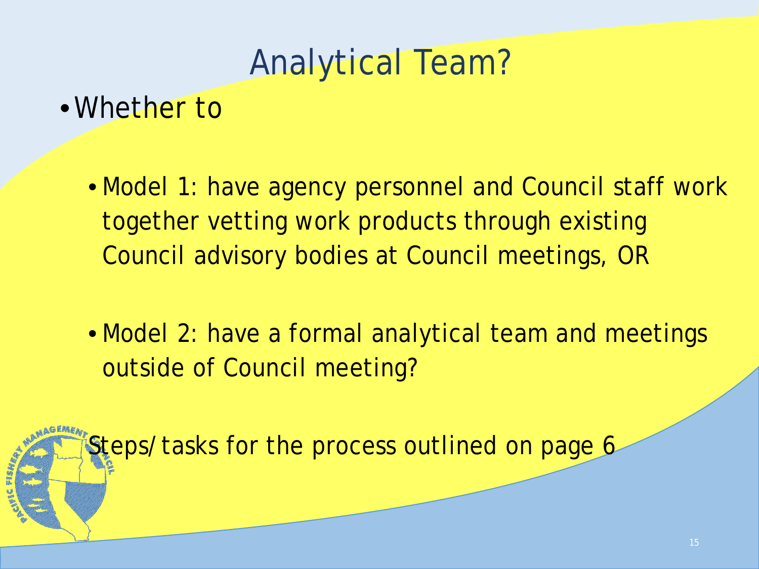# Analytical Team?

- Whether to
  - Model 1: have agency personnel and Council staff work together vetting work products through existing Council advisory bodies at Council meetings, OR
  - Model 2: have a formal analytical team and meetings outside of Council meeting?

Steps/tasks for the process outlined on page 6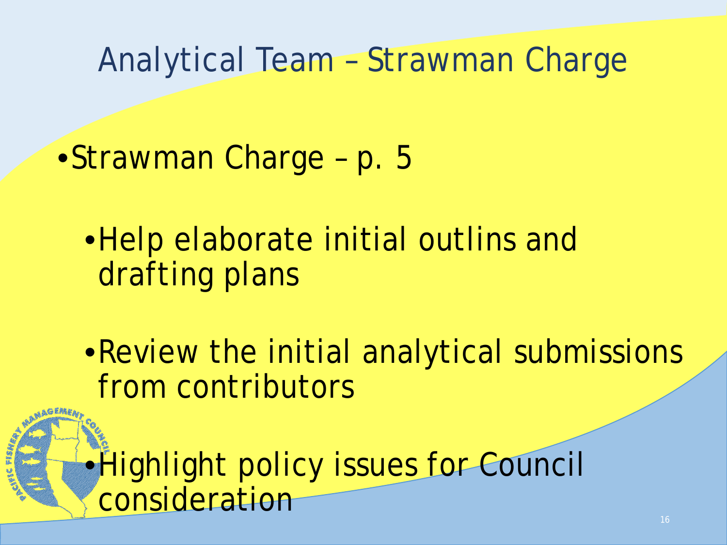# Analytical Team – Strawman Charge

- Strawman Charge – p. 5
  - Help elaborate initial outlins and drafting plans
  - Review the initial analytical submissions from contributors
  - Highlight policy issues for Council consideration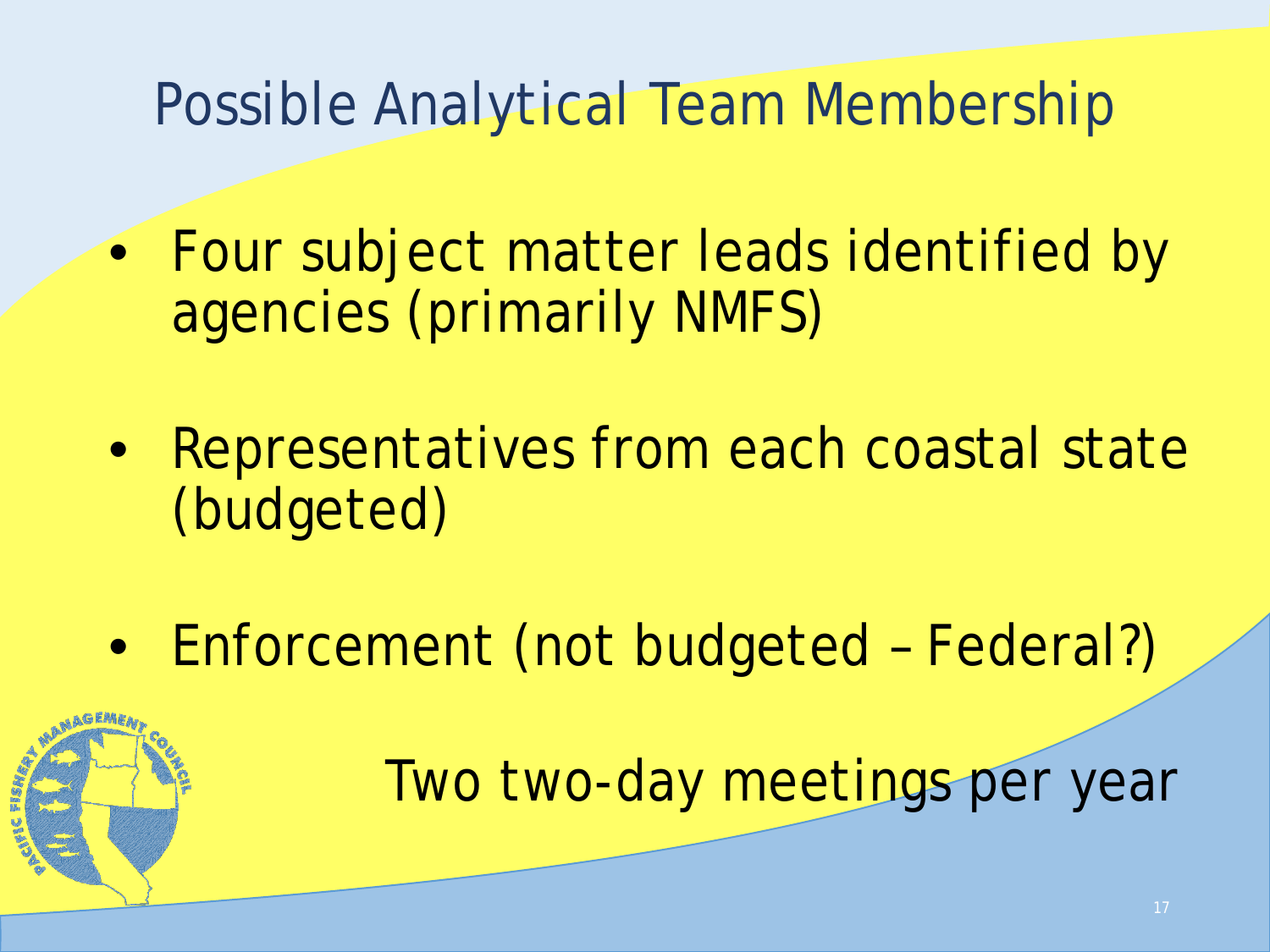# Possible Analytical Team Membership

- Four subject matter leads identified by agencies (primarily NMFS)
- Representatives from each coastal state (budgeted)
- Enforcement (not budgeted – Federal?)

Two two-day meetings per year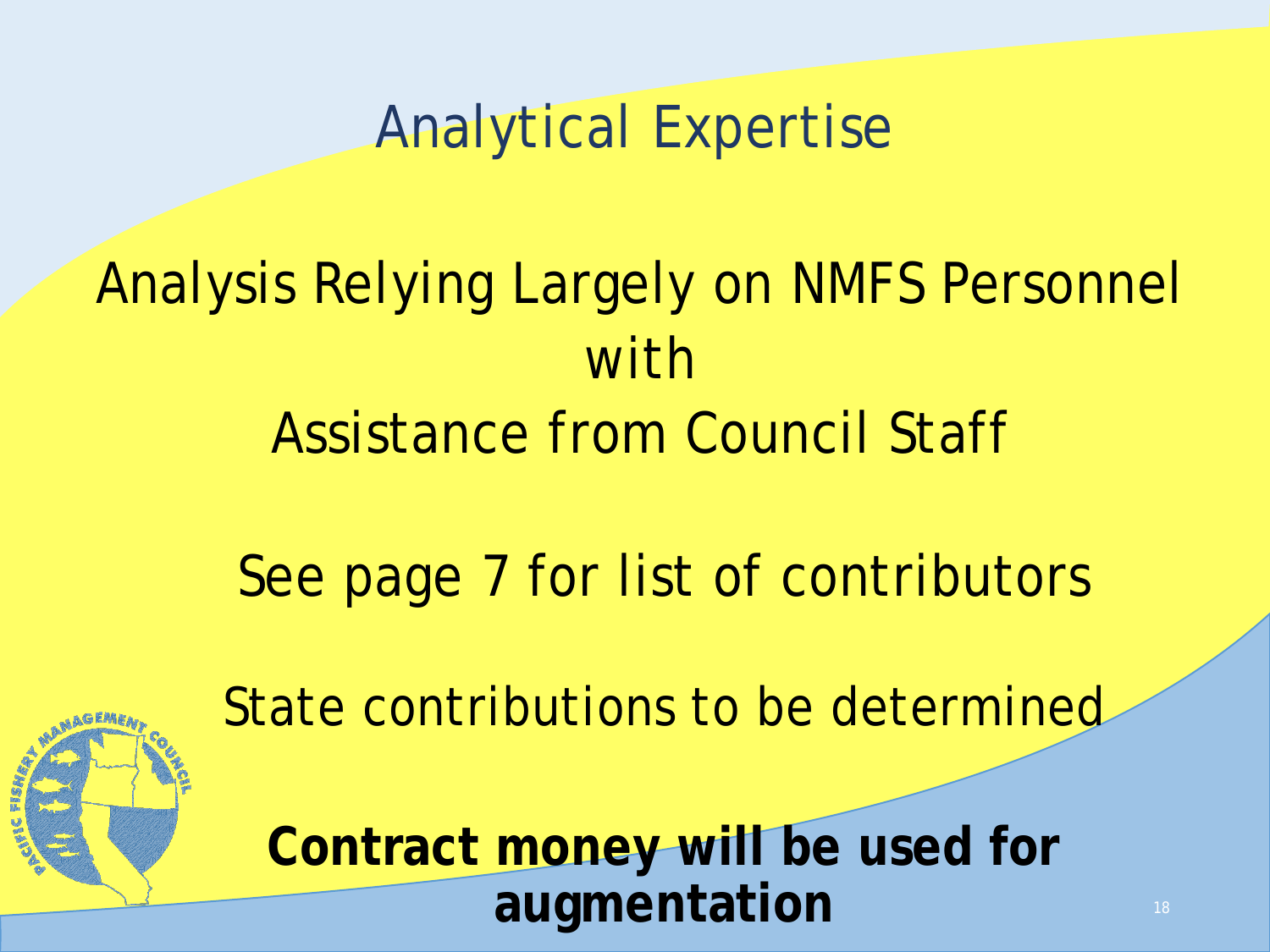# Analytical Expertise

Analysis Relying Largely on NMFS Personnel with Assistance from Council Staff

See page 7 for list of contributors

State contributions to be determined

**Contract money will be used for augmentation**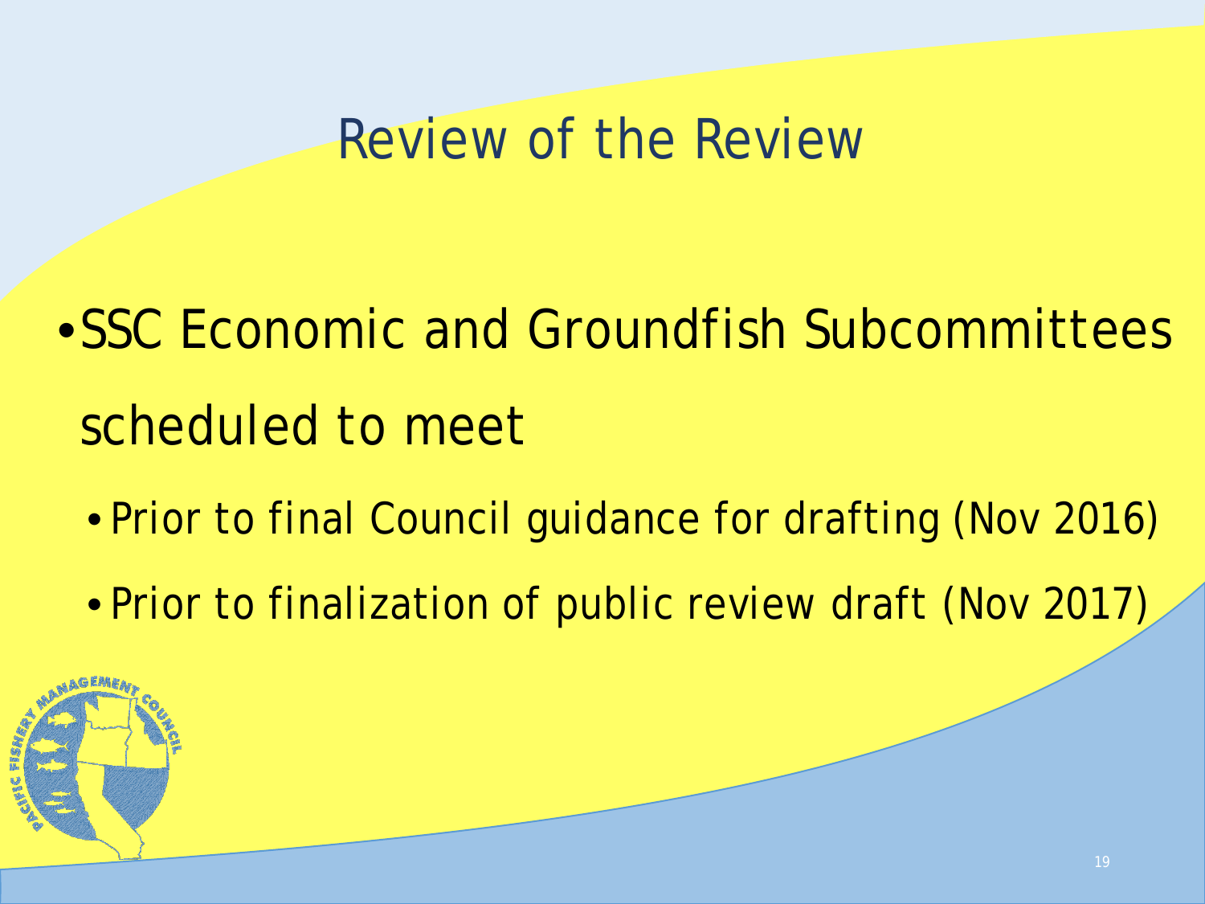# Review of the Review

- SSC Economic and Groundfish Subcommittees scheduled to meet
  - Prior to final Council guidance for drafting (Nov 2016)
  - Prior to finalization of public review draft (Nov 2017)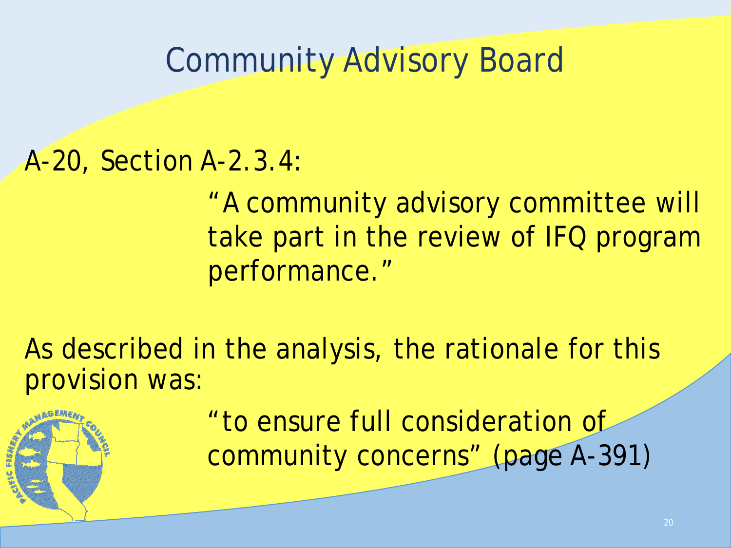# Community Advisory Board

A-20, Section A-2.3.4:

> "A community advisory committee will take part in the review of IFQ program performance."

As described in the analysis, the rationale for this provision was:

> "to ensure full consideration of community concerns" (page A-391)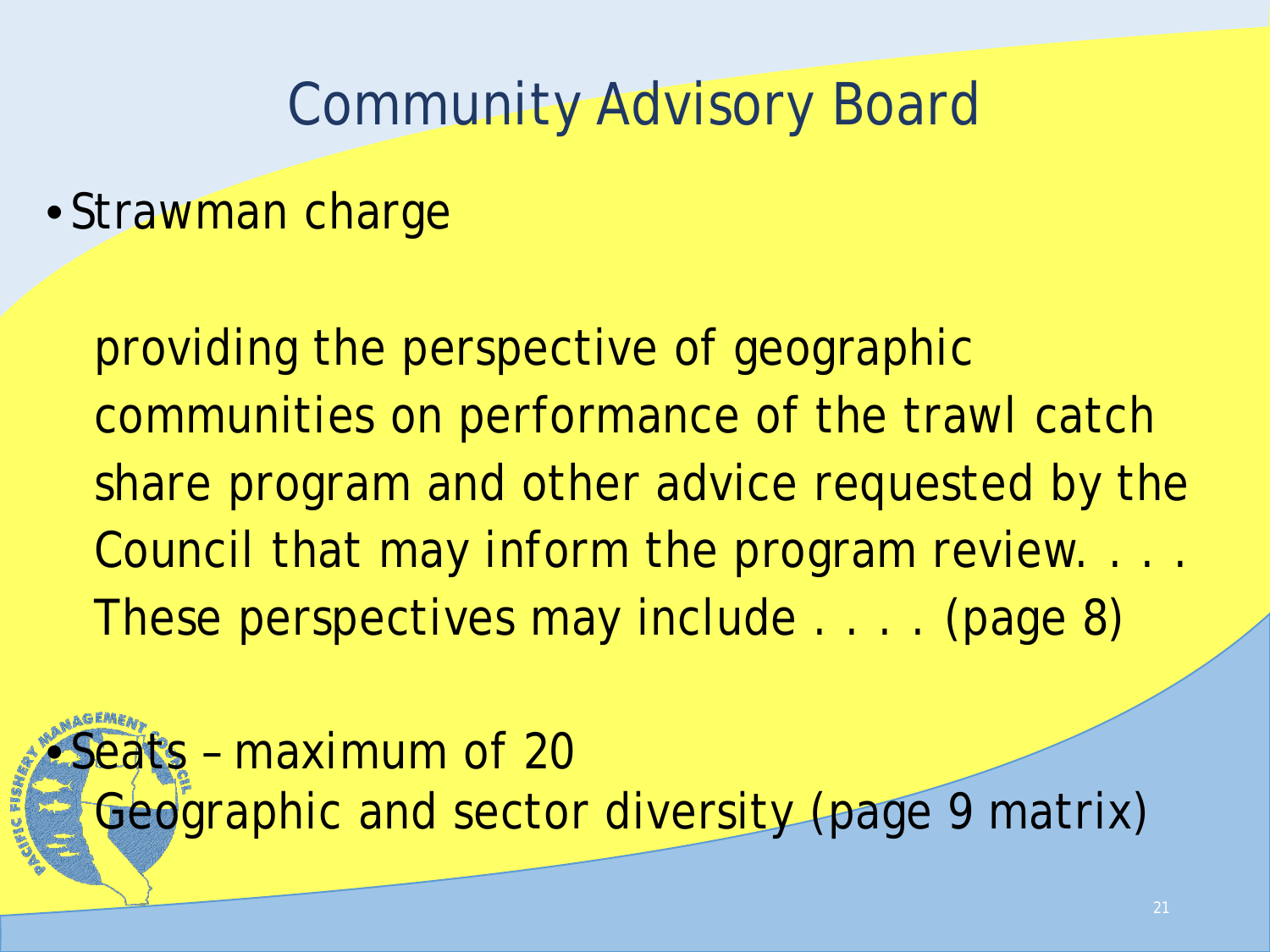# Community Advisory Board

- Strawman charge

  providing the perspective of geographic communities on performance of the trawl catch share program and other advice requested by the Council that may inform the program review. . . . These perspectives may include . . . . (page 8)

- Seats – maximum of 20

  Geographic and sector diversity (page 9 matrix)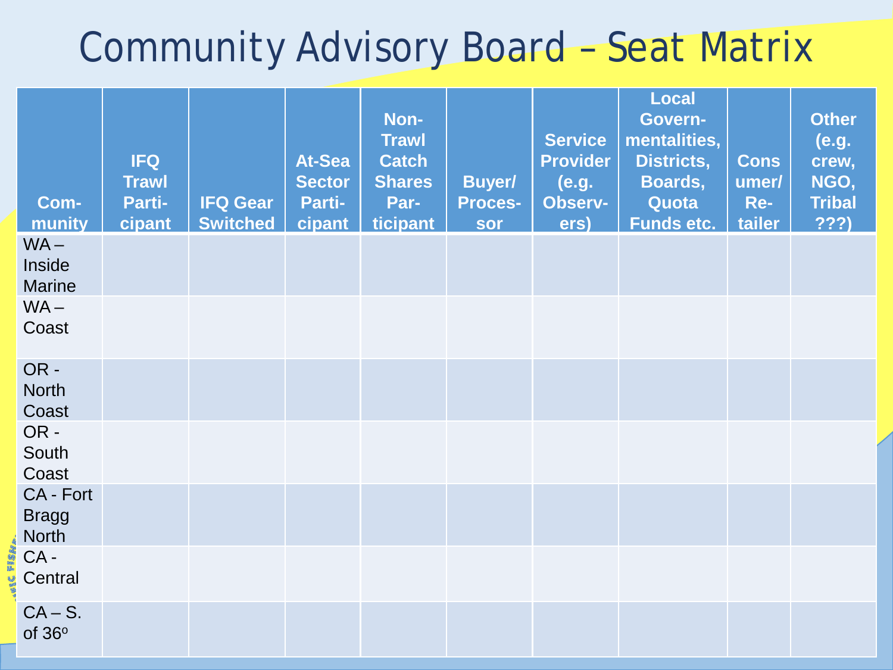# Community Advisory Board – Seat Matrix

| Community | IFQ Trawl Participant | IFQ Gear Switched | At-Sea Sector Participant | Non-Trawl Catch Shares Participant | Buyer/ Processor | Service Provider (e.g. Observers) | Local Governmentalities, Districts, Boards, Quota Funds etc. | Consumer/ Retailer | Other (e.g. crew, NGO, Tribal ???) |
|---|---|---|---|---|---|---|---|---|---|
| WA – Inside Marine | | | | | | | | | |
| WA – Coast | | | | | | | | | |
| OR - North Coast | | | | | | | | | |
| OR - South Coast | | | | | | | | | |
| CA - Fort Bragg North | | | | | | | | | |
| CA - Central | | | | | | | | | |
| CA – S. of 36º | | | | | | | | | |